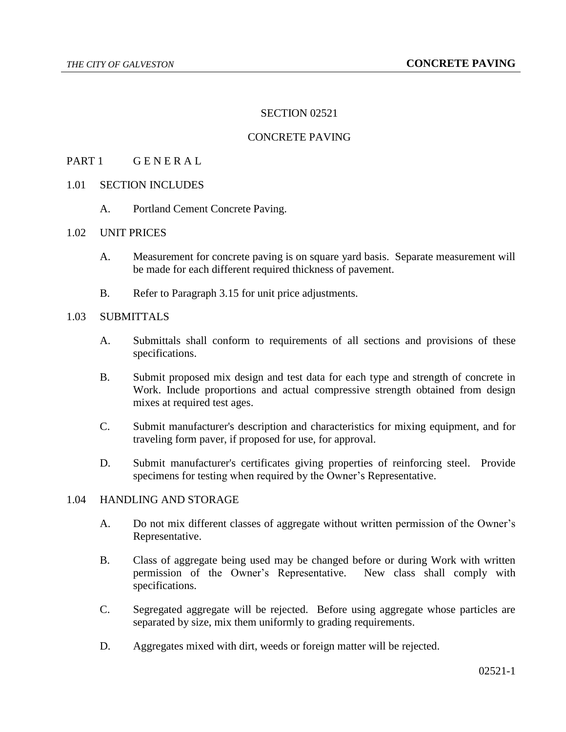# SECTION 02521

# CONCRETE PAVING

## PART 1 G E N E R A L

### 1.01 SECTION INCLUDES

A. Portland Cement Concrete Paving.

### 1.02 UNIT PRICES

A. Measurement for concrete paving is on square yard basis. Separate measurement will be made for each different required thickness of pavement.

B. Refer to Paragraph 3.15 for unit price adjustments.

### 1.03 SUBMITTALS

A. Submittals shall conform to requirements of all sections and provisions of these specifications.

B. Submit proposed mix design and test data for each type and strength of concrete in Work. Include proportions and actual compressive strength obtained from design mixes at required test ages.

C. Submit manufacturer's description and characteristics for mixing equipment, and for traveling form paver, if proposed for use, for approval.

D. Submit manufacturer's certificates giving properties of reinforcing steel. Provide specimens for testing when required by the Owner's Representative.

### 1.04 HANDLING AND STORAGE

A. Do not mix different classes of aggregate without written permission of the Owner's Representative.

B. Class of aggregate being used may be changed before or during Work with written permission of the Owner's Representative. New class shall comply with specifications.

C. Segregated aggregate will be rejected. Before using aggregate whose particles are separated by size, mix them uniformly to grading requirements.

D. Aggregates mixed with dirt, weeds or foreign matter will be rejected.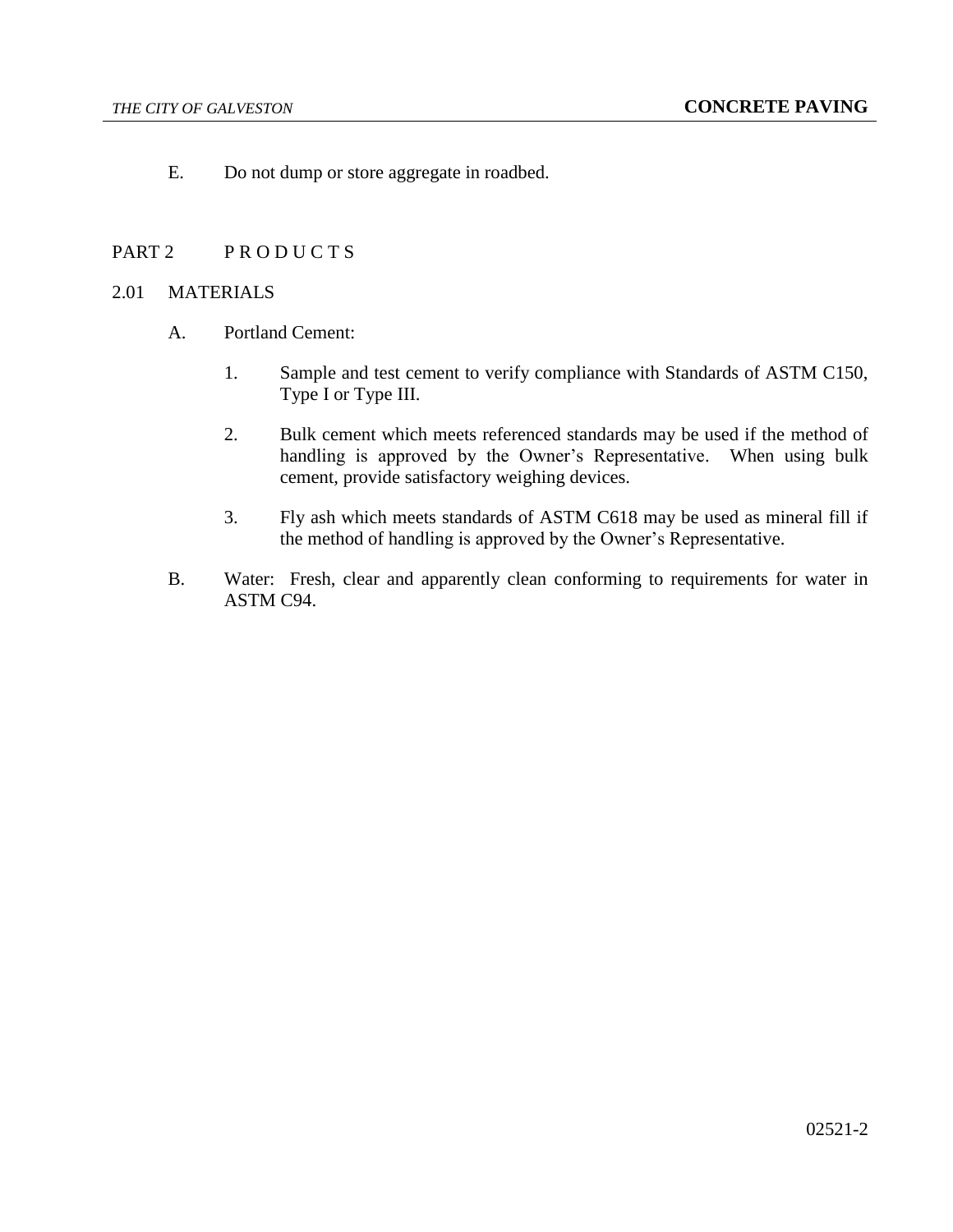E. Do not dump or store aggregate in roadbed.

## PART 2 P R O D U C T S

### 2.01 MATERIALS

A. Portland Cement:

1. Sample and test cement to verify compliance with Standards of ASTM C150, Type I or Type III.

2. Bulk cement which meets referenced standards may be used if the method of handling is approved by the Owner's Representative. When using bulk cement, provide satisfactory weighing devices.

3. Fly ash which meets standards of ASTM C618 may be used as mineral fill if the method of handling is approved by the Owner's Representative.

B. Water: Fresh, clear and apparently clean conforming to requirements for water in ASTM C94.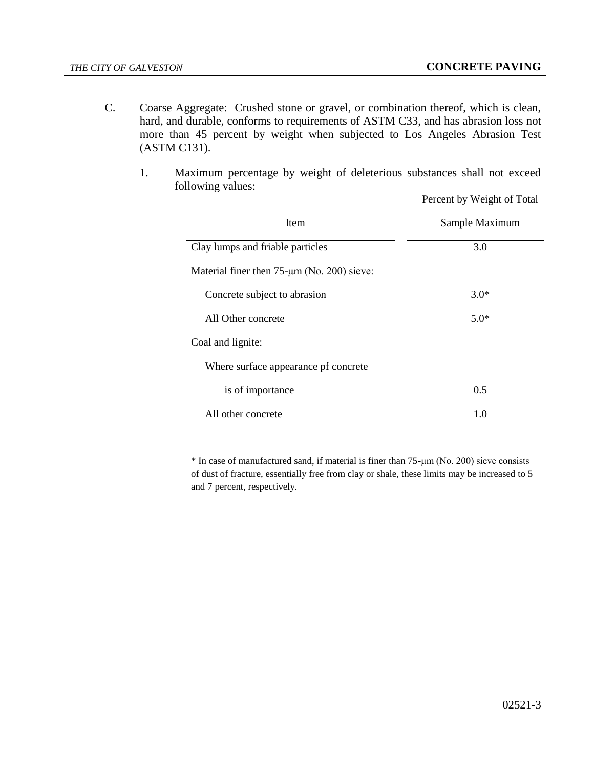C. Coarse Aggregate: Crushed stone or gravel, or combination thereof, which is clean, hard, and durable, conforms to requirements of ASTM C33, and has abrasion loss not more than 45 percent by weight when subjected to Los Angeles Abrasion Test (ASTM C131).

1. Maximum percentage by weight of deleterious substances shall not exceed following values:

| Item | Percent by Weight of Total Sample Maximum |
|---|---|
| Clay lumps and friable particles | 3.0 |
| Material finer then 75-µm (No. 200) sieve: | |
| Concrete subject to abrasion | 3.0* |
| All Other concrete | 5.0* |
| Coal and lignite: | |
| Where surface appearance pf concrete is of importance | 0.5 |
| All other concrete | 1.0 |

* In case of manufactured sand, if material is finer than 75-µm (No. 200) sieve consists of dust of fracture, essentially free from clay or shale, these limits may be increased to 5 and 7 percent, respectively.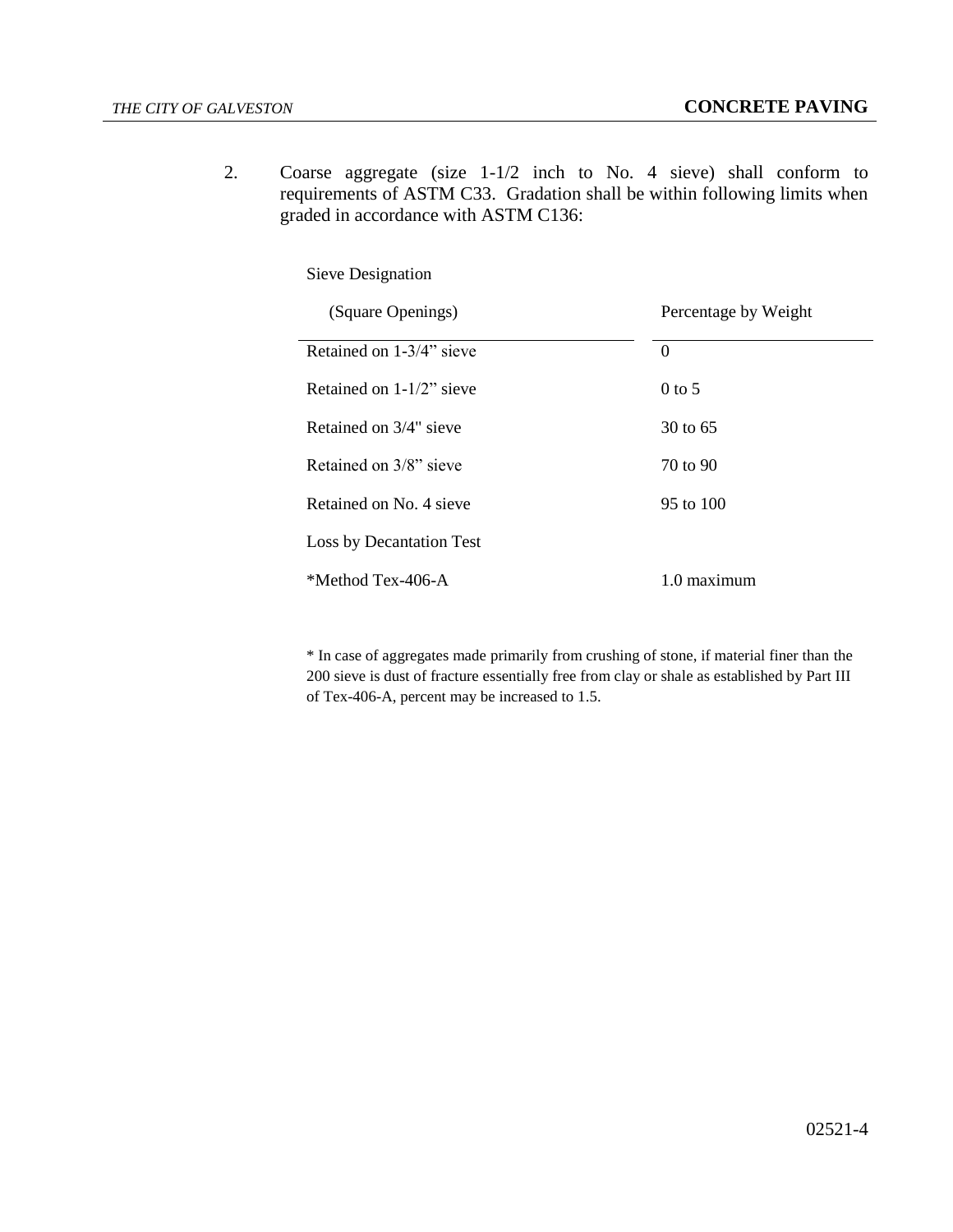2. Coarse aggregate (size 1-1/2 inch to No. 4 sieve) shall conform to requirements of ASTM C33. Gradation shall be within following limits when graded in accordance with ASTM C136:

| Sieve Designation (Square Openings) | Percentage by Weight |
|---|---|
| Retained on 1-3/4” sieve | 0 |
| Retained on 1-1/2” sieve | 0 to 5 |
| Retained on 3/4" sieve | 30 to 65 |
| Retained on 3/8” sieve | 70 to 90 |
| Retained on No. 4 sieve | 95 to 100 |
| Loss by Decantation Test | |
| *Method Tex-406-A | 1.0 maximum |

* In case of aggregates made primarily from crushing of stone, if material finer than the 200 sieve is dust of fracture essentially free from clay or shale as established by Part III of Tex-406-A, percent may be increased to 1.5.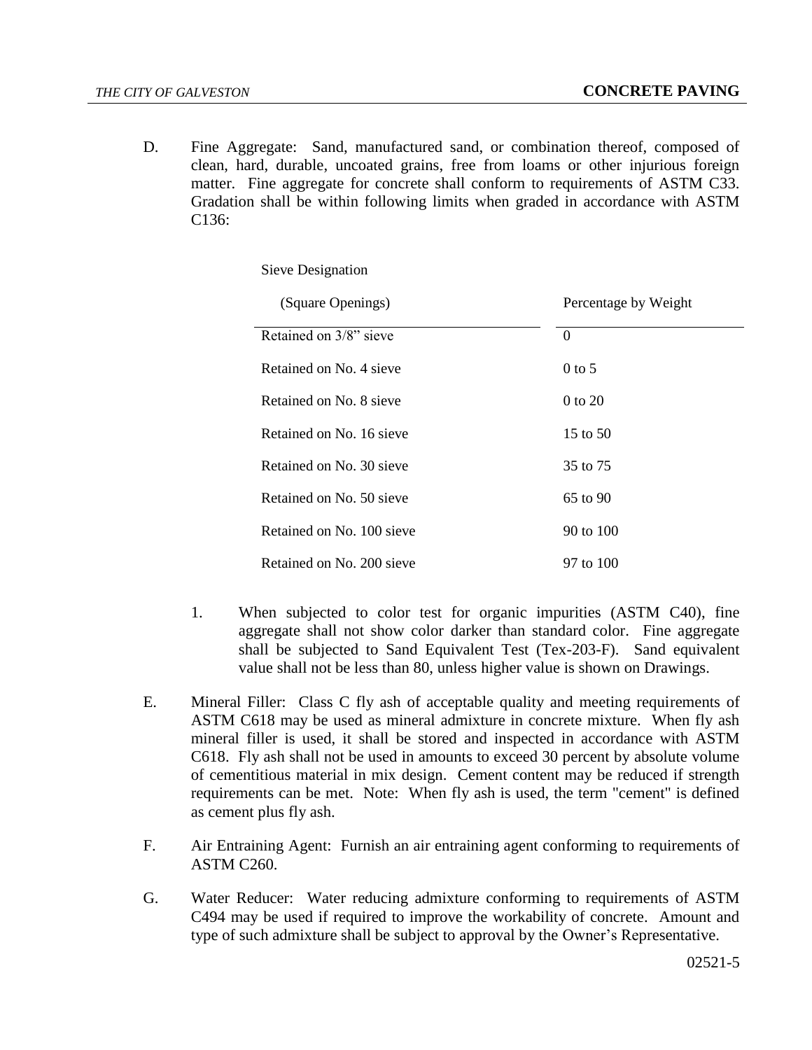D. Fine Aggregate: Sand, manufactured sand, or combination thereof, composed of clean, hard, durable, uncoated grains, free from loams or other injurious foreign matter. Fine aggregate for concrete shall conform to requirements of ASTM C33. Gradation shall be within following limits when graded in accordance with ASTM C136:

| Sieve Designation (Square Openings) | Percentage by Weight |
|---|---|
| Retained on 3/8" sieve | 0 |
| Retained on No. 4 sieve | 0 to 5 |
| Retained on No. 8 sieve | 0 to 20 |
| Retained on No. 16 sieve | 15 to 50 |
| Retained on No. 30 sieve | 35 to 75 |
| Retained on No. 50 sieve | 65 to 90 |
| Retained on No. 100 sieve | 90 to 100 |
| Retained on No. 200 sieve | 97 to 100 |

1. When subjected to color test for organic impurities (ASTM C40), fine aggregate shall not show color darker than standard color. Fine aggregate shall be subjected to Sand Equivalent Test (Tex-203-F). Sand equivalent value shall not be less than 80, unless higher value is shown on Drawings.

E. Mineral Filler: Class C fly ash of acceptable quality and meeting requirements of ASTM C618 may be used as mineral admixture in concrete mixture. When fly ash mineral filler is used, it shall be stored and inspected in accordance with ASTM C618. Fly ash shall not be used in amounts to exceed 30 percent by absolute volume of cementitious material in mix design. Cement content may be reduced if strength requirements can be met. Note: When fly ash is used, the term "cement" is defined as cement plus fly ash.

F. Air Entraining Agent: Furnish an air entraining agent conforming to requirements of ASTM C260.

G. Water Reducer: Water reducing admixture conforming to requirements of ASTM C494 may be used if required to improve the workability of concrete. Amount and type of such admixture shall be subject to approval by the Owner's Representative.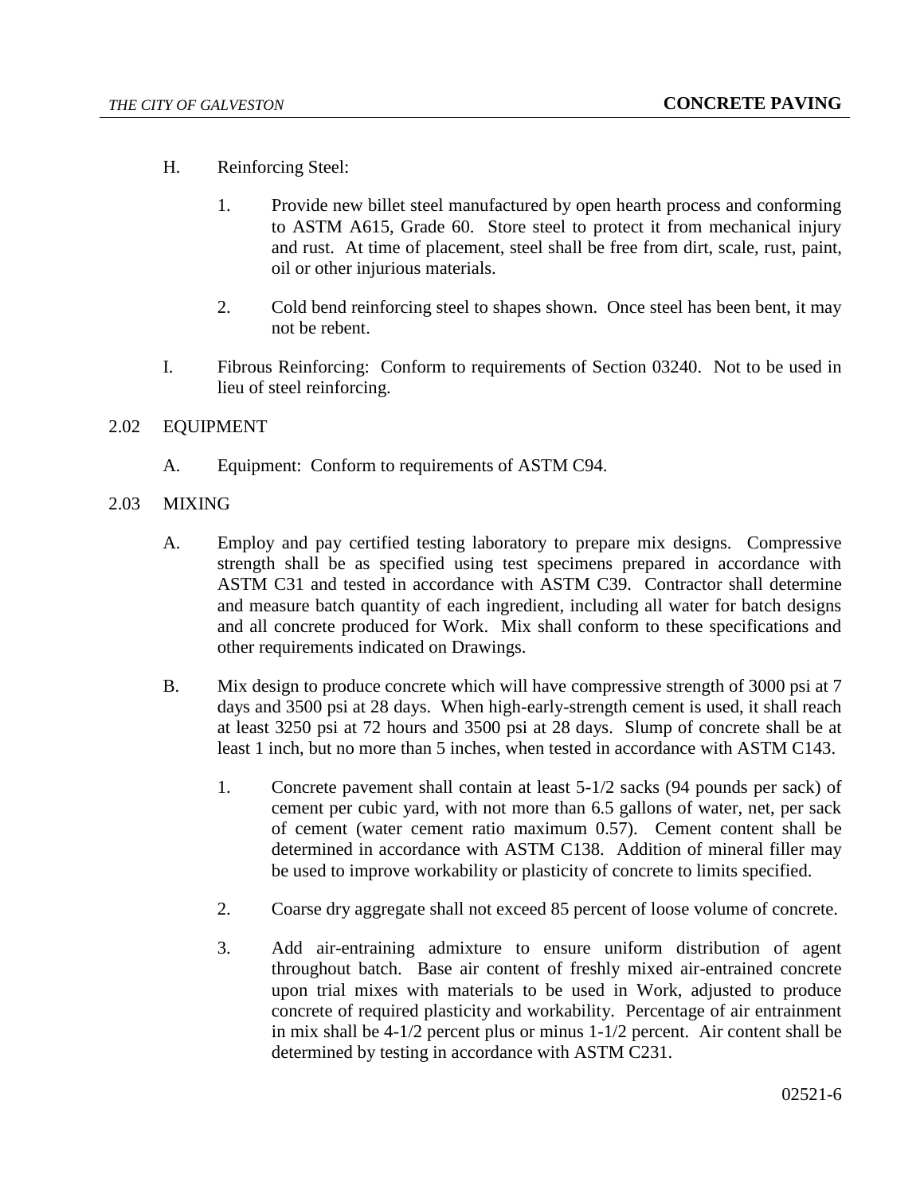H. Reinforcing Steel:

   1. Provide new billet steel manufactured by open hearth process and conforming to ASTM A615, Grade 60. Store steel to protect it from mechanical injury and rust. At time of placement, steel shall be free from dirt, scale, rust, paint, oil or other injurious materials.

   2. Cold bend reinforcing steel to shapes shown. Once steel has been bent, it may not be rebent.

I. Fibrous Reinforcing: Conform to requirements of Section 03240. Not to be used in lieu of steel reinforcing.

## 2.02 EQUIPMENT

A. Equipment: Conform to requirements of ASTM C94.

## 2.03 MIXING

A. Employ and pay certified testing laboratory to prepare mix designs. Compressive strength shall be as specified using test specimens prepared in accordance with ASTM C31 and tested in accordance with ASTM C39. Contractor shall determine and measure batch quantity of each ingredient, including all water for batch designs and all concrete produced for Work. Mix shall conform to these specifications and other requirements indicated on Drawings.

B. Mix design to produce concrete which will have compressive strength of 3000 psi at 7 days and 3500 psi at 28 days. When high-early-strength cement is used, it shall reach at least 3250 psi at 72 hours and 3500 psi at 28 days. Slump of concrete shall be at least 1 inch, but no more than 5 inches, when tested in accordance with ASTM C143.

   1. Concrete pavement shall contain at least 5-1/2 sacks (94 pounds per sack) of cement per cubic yard, with not more than 6.5 gallons of water, net, per sack of cement (water cement ratio maximum 0.57). Cement content shall be determined in accordance with ASTM C138. Addition of mineral filler may be used to improve workability or plasticity of concrete to limits specified.

   2. Coarse dry aggregate shall not exceed 85 percent of loose volume of concrete.

   3. Add air-entraining admixture to ensure uniform distribution of agent throughout batch. Base air content of freshly mixed air-entrained concrete upon trial mixes with materials to be used in Work, adjusted to produce concrete of required plasticity and workability. Percentage of air entrainment in mix shall be 4-1/2 percent plus or minus 1-1/2 percent. Air content shall be determined by testing in accordance with ASTM C231.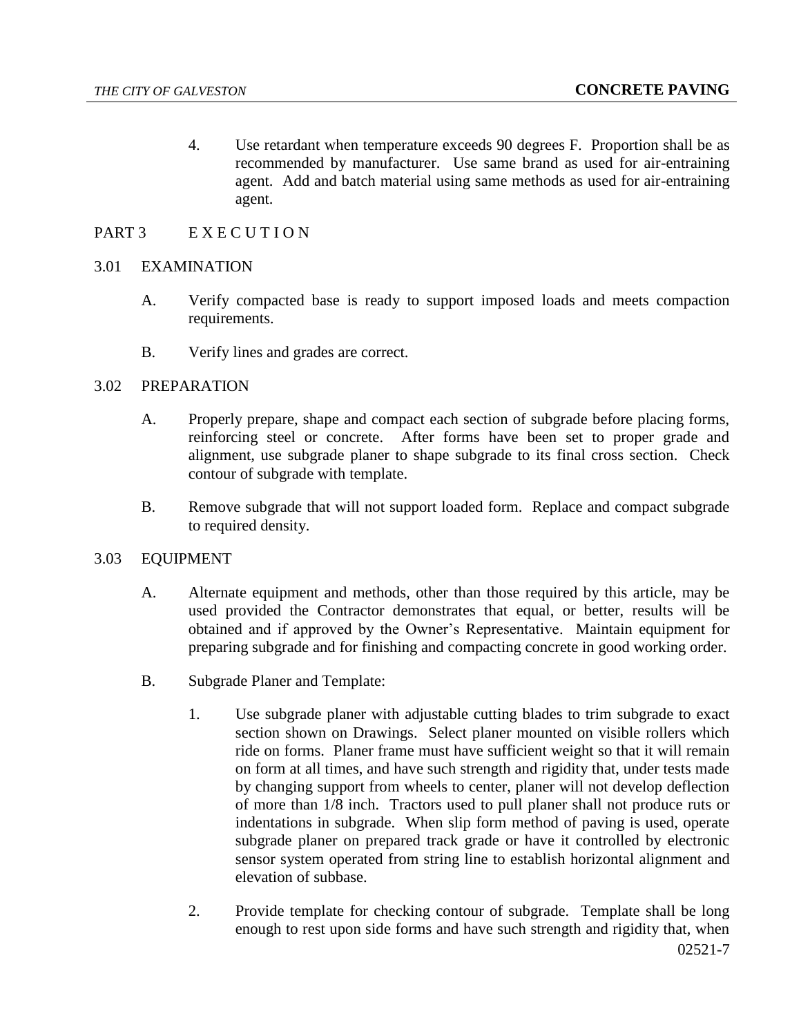4. Use retardant when temperature exceeds 90 degrees F. Proportion shall be as recommended by manufacturer. Use same brand as used for air-entraining agent. Add and batch material using same methods as used for air-entraining agent.

## PART 3 EXECUTION

### 3.01 EXAMINATION

A. Verify compacted base is ready to support imposed loads and meets compaction requirements.

B. Verify lines and grades are correct.

### 3.02 PREPARATION

A. Properly prepare, shape and compact each section of subgrade before placing forms, reinforcing steel or concrete. After forms have been set to proper grade and alignment, use subgrade planer to shape subgrade to its final cross section. Check contour of subgrade with template.

B. Remove subgrade that will not support loaded form. Replace and compact subgrade to required density.

### 3.03 EQUIPMENT

A. Alternate equipment and methods, other than those required by this article, may be used provided the Contractor demonstrates that equal, or better, results will be obtained and if approved by the Owner's Representative. Maintain equipment for preparing subgrade and for finishing and compacting concrete in good working order.

B. Subgrade Planer and Template:

1. Use subgrade planer with adjustable cutting blades to trim subgrade to exact section shown on Drawings. Select planer mounted on visible rollers which ride on forms. Planer frame must have sufficient weight so that it will remain on form at all times, and have such strength and rigidity that, under tests made by changing support from wheels to center, planer will not develop deflection of more than 1/8 inch. Tractors used to pull planer shall not produce ruts or indentations in subgrade. When slip form method of paving is used, operate subgrade planer on prepared track grade or have it controlled by electronic sensor system operated from string line to establish horizontal alignment and elevation of subbase.

2. Provide template for checking contour of subgrade. Template shall be long enough to rest upon side forms and have such strength and rigidity that, when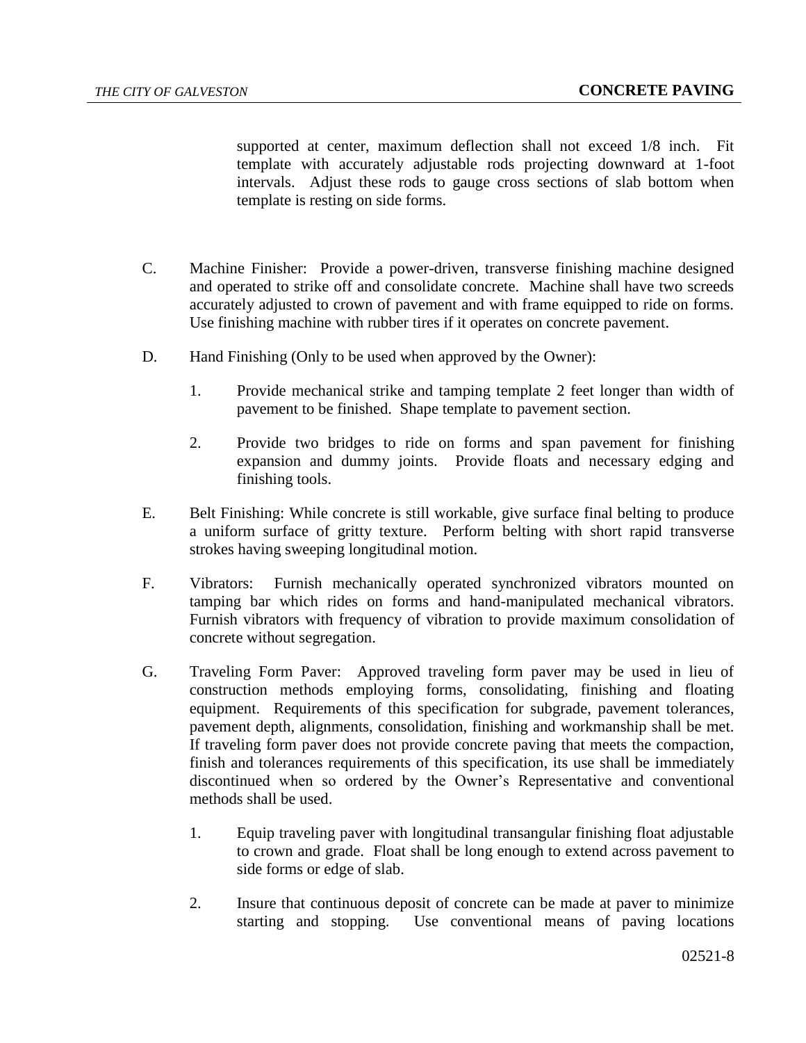supported at center, maximum deflection shall not exceed 1/8 inch. Fit template with accurately adjustable rods projecting downward at 1-foot intervals. Adjust these rods to gauge cross sections of slab bottom when template is resting on side forms.

C. Machine Finisher: Provide a power-driven, transverse finishing machine designed and operated to strike off and consolidate concrete. Machine shall have two screeds accurately adjusted to crown of pavement and with frame equipped to ride on forms. Use finishing machine with rubber tires if it operates on concrete pavement.

D. Hand Finishing (Only to be used when approved by the Owner):

1. Provide mechanical strike and tamping template 2 feet longer than width of pavement to be finished. Shape template to pavement section.

2. Provide two bridges to ride on forms and span pavement for finishing expansion and dummy joints. Provide floats and necessary edging and finishing tools.

E. Belt Finishing: While concrete is still workable, give surface final belting to produce a uniform surface of gritty texture. Perform belting with short rapid transverse strokes having sweeping longitudinal motion.

F. Vibrators: Furnish mechanically operated synchronized vibrators mounted on tamping bar which rides on forms and hand-manipulated mechanical vibrators. Furnish vibrators with frequency of vibration to provide maximum consolidation of concrete without segregation.

G. Traveling Form Paver: Approved traveling form paver may be used in lieu of construction methods employing forms, consolidating, finishing and floating equipment. Requirements of this specification for subgrade, pavement tolerances, pavement depth, alignments, consolidation, finishing and workmanship shall be met. If traveling form paver does not provide concrete paving that meets the compaction, finish and tolerances requirements of this specification, its use shall be immediately discontinued when so ordered by the Owner's Representative and conventional methods shall be used.

1. Equip traveling paver with longitudinal transangular finishing float adjustable to crown and grade. Float shall be long enough to extend across pavement to side forms or edge of slab.

2. Insure that continuous deposit of concrete can be made at paver to minimize starting and stopping. Use conventional means of paving locations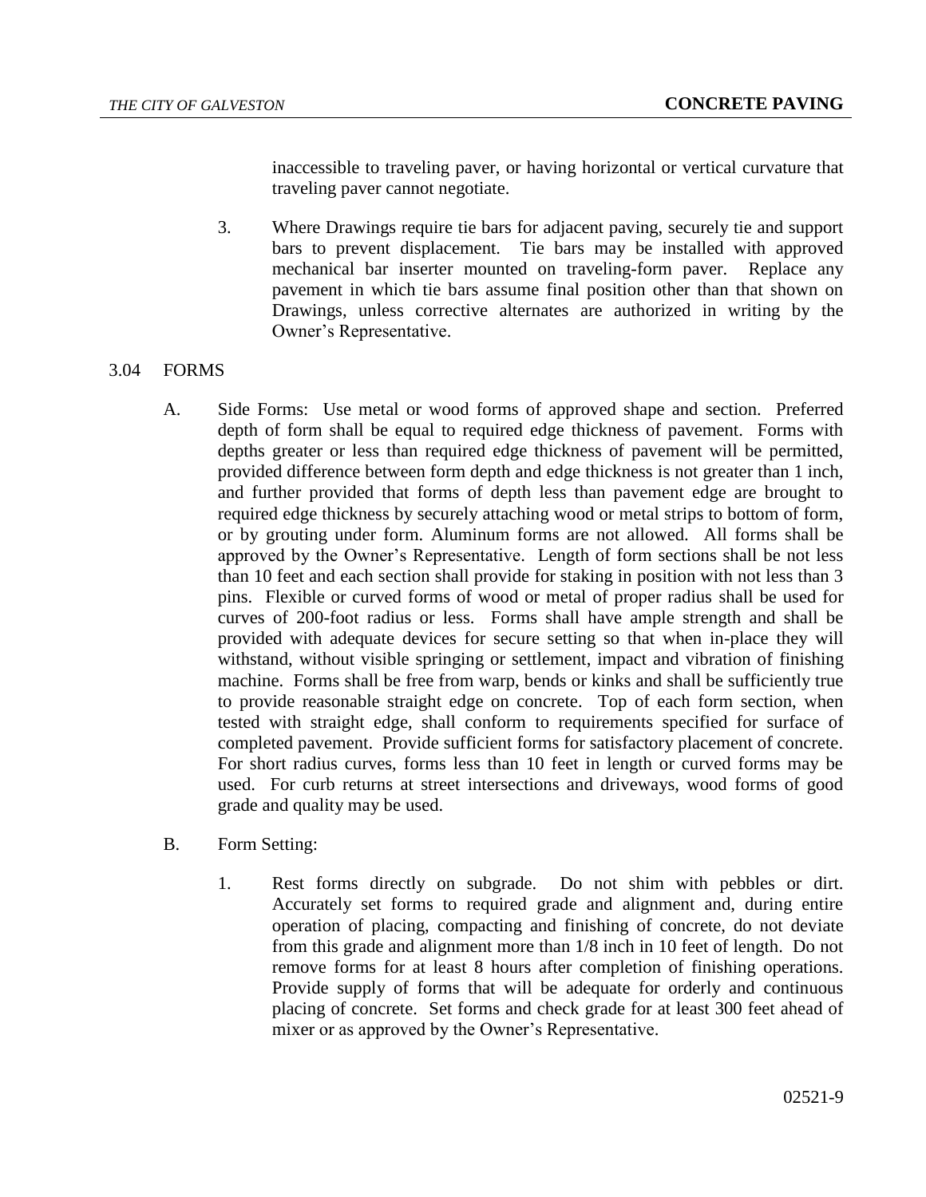inaccessible to traveling paver, or having horizontal or vertical curvature that traveling paver cannot negotiate.

3. Where Drawings require tie bars for adjacent paving, securely tie and support bars to prevent displacement. Tie bars may be installed with approved mechanical bar inserter mounted on traveling-form paver. Replace any pavement in which tie bars assume final position other than that shown on Drawings, unless corrective alternates are authorized in writing by the Owner's Representative.

## 3.04 FORMS

A. Side Forms: Use metal or wood forms of approved shape and section. Preferred depth of form shall be equal to required edge thickness of pavement. Forms with depths greater or less than required edge thickness of pavement will be permitted, provided difference between form depth and edge thickness is not greater than 1 inch, and further provided that forms of depth less than pavement edge are brought to required edge thickness by securely attaching wood or metal strips to bottom of form, or by grouting under form. Aluminum forms are not allowed. All forms shall be approved by the Owner's Representative. Length of form sections shall be not less than 10 feet and each section shall provide for staking in position with not less than 3 pins. Flexible or curved forms of wood or metal of proper radius shall be used for curves of 200-foot radius or less. Forms shall have ample strength and shall be provided with adequate devices for secure setting so that when in-place they will withstand, without visible springing or settlement, impact and vibration of finishing machine. Forms shall be free from warp, bends or kinks and shall be sufficiently true to provide reasonable straight edge on concrete. Top of each form section, when tested with straight edge, shall conform to requirements specified for surface of completed pavement. Provide sufficient forms for satisfactory placement of concrete. For short radius curves, forms less than 10 feet in length or curved forms may be used. For curb returns at street intersections and driveways, wood forms of good grade and quality may be used.

B. Form Setting:

1. Rest forms directly on subgrade. Do not shim with pebbles or dirt. Accurately set forms to required grade and alignment and, during entire operation of placing, compacting and finishing of concrete, do not deviate from this grade and alignment more than 1/8 inch in 10 feet of length. Do not remove forms for at least 8 hours after completion of finishing operations. Provide supply of forms that will be adequate for orderly and continuous placing of concrete. Set forms and check grade for at least 300 feet ahead of mixer or as approved by the Owner's Representative.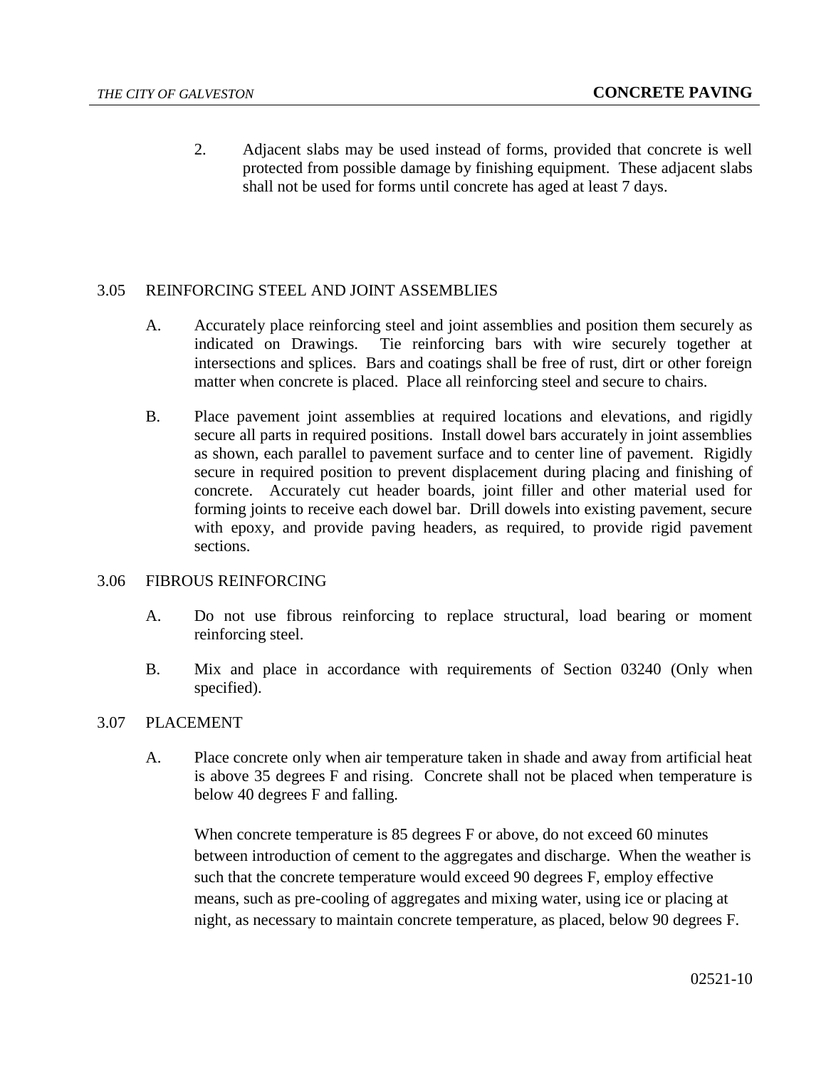2. Adjacent slabs may be used instead of forms, provided that concrete is well protected from possible damage by finishing equipment. These adjacent slabs shall not be used for forms until concrete has aged at least 7 days.

## 3.05 REINFORCING STEEL AND JOINT ASSEMBLIES

A. Accurately place reinforcing steel and joint assemblies and position them securely as indicated on Drawings. Tie reinforcing bars with wire securely together at intersections and splices. Bars and coatings shall be free of rust, dirt or other foreign matter when concrete is placed. Place all reinforcing steel and secure to chairs.

B. Place pavement joint assemblies at required locations and elevations, and rigidly secure all parts in required positions. Install dowel bars accurately in joint assemblies as shown, each parallel to pavement surface and to center line of pavement. Rigidly secure in required position to prevent displacement during placing and finishing of concrete. Accurately cut header boards, joint filler and other material used for forming joints to receive each dowel bar. Drill dowels into existing pavement, secure with epoxy, and provide paving headers, as required, to provide rigid pavement sections.

## 3.06 FIBROUS REINFORCING

A. Do not use fibrous reinforcing to replace structural, load bearing or moment reinforcing steel.

B. Mix and place in accordance with requirements of Section 03240 (Only when specified).

## 3.07 PLACEMENT

A. Place concrete only when air temperature taken in shade and away from artificial heat is above 35 degrees F and rising. Concrete shall not be placed when temperature is below 40 degrees F and falling.

When concrete temperature is 85 degrees F or above, do not exceed 60 minutes between introduction of cement to the aggregates and discharge. When the weather is such that the concrete temperature would exceed 90 degrees F, employ effective means, such as pre-cooling of aggregates and mixing water, using ice or placing at night, as necessary to maintain concrete temperature, as placed, below 90 degrees F.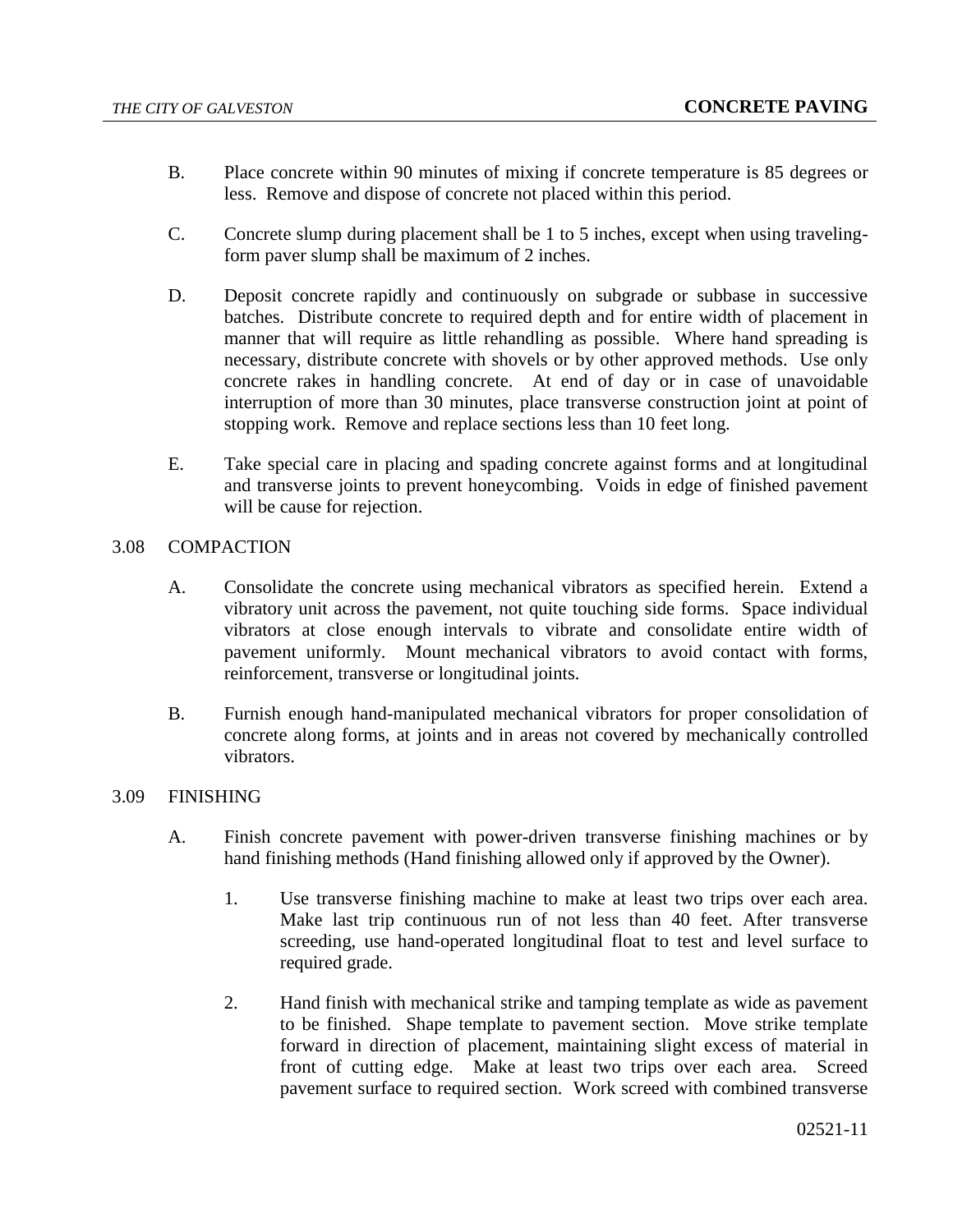B. Place concrete within 90 minutes of mixing if concrete temperature is 85 degrees or less. Remove and dispose of concrete not placed within this period.

C. Concrete slump during placement shall be 1 to 5 inches, except when using traveling-form paver slump shall be maximum of 2 inches.

D. Deposit concrete rapidly and continuously on subgrade or subbase in successive batches. Distribute concrete to required depth and for entire width of placement in manner that will require as little rehandling as possible. Where hand spreading is necessary, distribute concrete with shovels or by other approved methods. Use only concrete rakes in handling concrete. At end of day or in case of unavoidable interruption of more than 30 minutes, place transverse construction joint at point of stopping work. Remove and replace sections less than 10 feet long.

E. Take special care in placing and spading concrete against forms and at longitudinal and transverse joints to prevent honeycombing. Voids in edge of finished pavement will be cause for rejection.

## 3.08 COMPACTION

A. Consolidate the concrete using mechanical vibrators as specified herein. Extend a vibratory unit across the pavement, not quite touching side forms. Space individual vibrators at close enough intervals to vibrate and consolidate entire width of pavement uniformly. Mount mechanical vibrators to avoid contact with forms, reinforcement, transverse or longitudinal joints.

B. Furnish enough hand-manipulated mechanical vibrators for proper consolidation of concrete along forms, at joints and in areas not covered by mechanically controlled vibrators.

## 3.09 FINISHING

A. Finish concrete pavement with power-driven transverse finishing machines or by hand finishing methods (Hand finishing allowed only if approved by the Owner).

1. Use transverse finishing machine to make at least two trips over each area. Make last trip continuous run of not less than 40 feet. After transverse screeding, use hand-operated longitudinal float to test and level surface to required grade.

2. Hand finish with mechanical strike and tamping template as wide as pavement to be finished. Shape template to pavement section. Move strike template forward in direction of placement, maintaining slight excess of material in front of cutting edge. Make at least two trips over each area. Screed pavement surface to required section. Work screed with combined transverse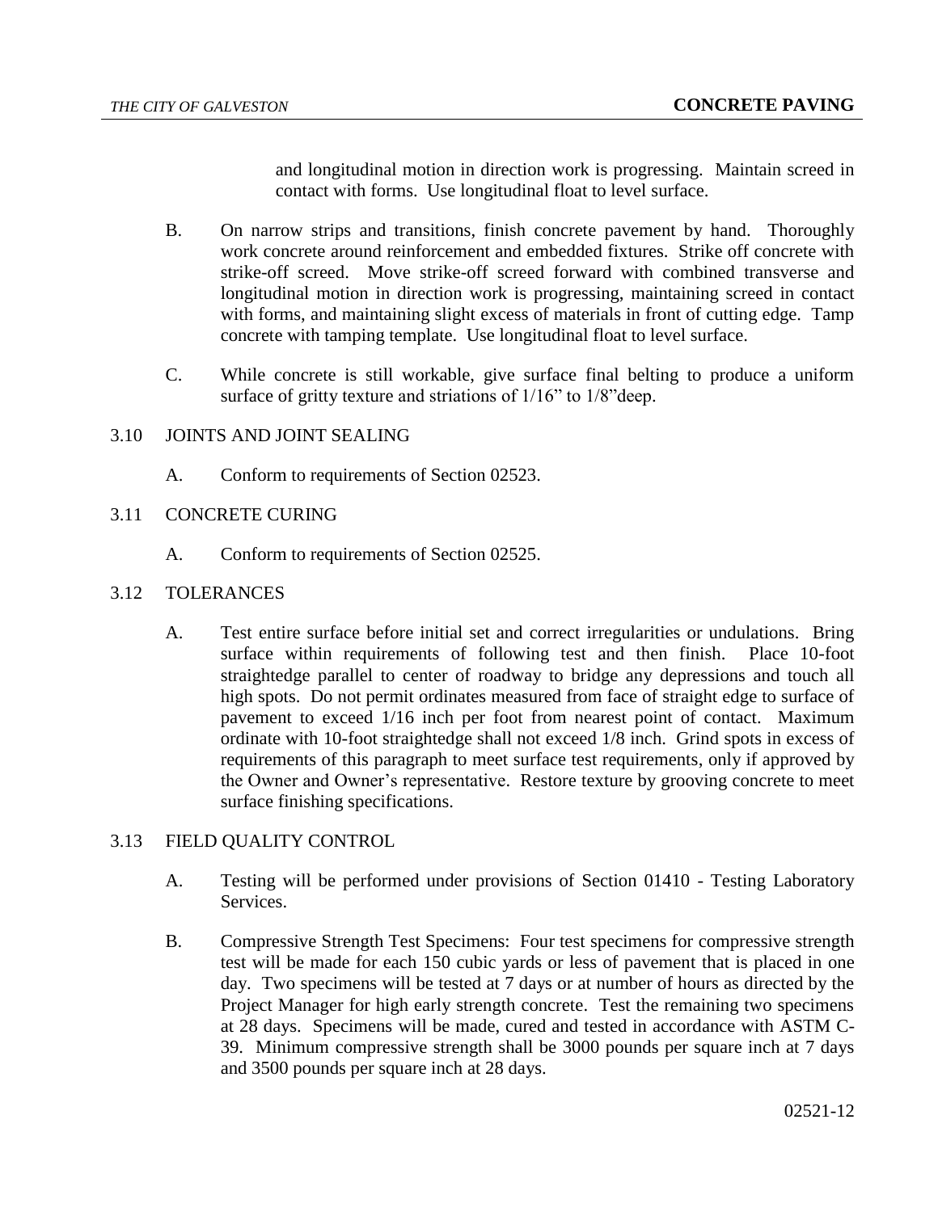and longitudinal motion in direction work is progressing. Maintain screed in contact with forms. Use longitudinal float to level surface.

B. On narrow strips and transitions, finish concrete pavement by hand. Thoroughly work concrete around reinforcement and embedded fixtures. Strike off concrete with strike-off screed. Move strike-off screed forward with combined transverse and longitudinal motion in direction work is progressing, maintaining screed in contact with forms, and maintaining slight excess of materials in front of cutting edge. Tamp concrete with tamping template. Use longitudinal float to level surface.

C. While concrete is still workable, give surface final belting to produce a uniform surface of gritty texture and striations of 1/16" to 1/8"deep.

## 3.10 JOINTS AND JOINT SEALING

A. Conform to requirements of Section 02523.

## 3.11 CONCRETE CURING

A. Conform to requirements of Section 02525.

## 3.12 TOLERANCES

A. Test entire surface before initial set and correct irregularities or undulations. Bring surface within requirements of following test and then finish. Place 10-foot straightedge parallel to center of roadway to bridge any depressions and touch all high spots. Do not permit ordinates measured from face of straight edge to surface of pavement to exceed 1/16 inch per foot from nearest point of contact. Maximum ordinate with 10-foot straightedge shall not exceed 1/8 inch. Grind spots in excess of requirements of this paragraph to meet surface test requirements, only if approved by the Owner and Owner's representative. Restore texture by grooving concrete to meet surface finishing specifications.

## 3.13 FIELD QUALITY CONTROL

A. Testing will be performed under provisions of Section 01410 - Testing Laboratory Services.

B. Compressive Strength Test Specimens: Four test specimens for compressive strength test will be made for each 150 cubic yards or less of pavement that is placed in one day. Two specimens will be tested at 7 days or at number of hours as directed by the Project Manager for high early strength concrete. Test the remaining two specimens at 28 days. Specimens will be made, cured and tested in accordance with ASTM C-39. Minimum compressive strength shall be 3000 pounds per square inch at 7 days and 3500 pounds per square inch at 28 days.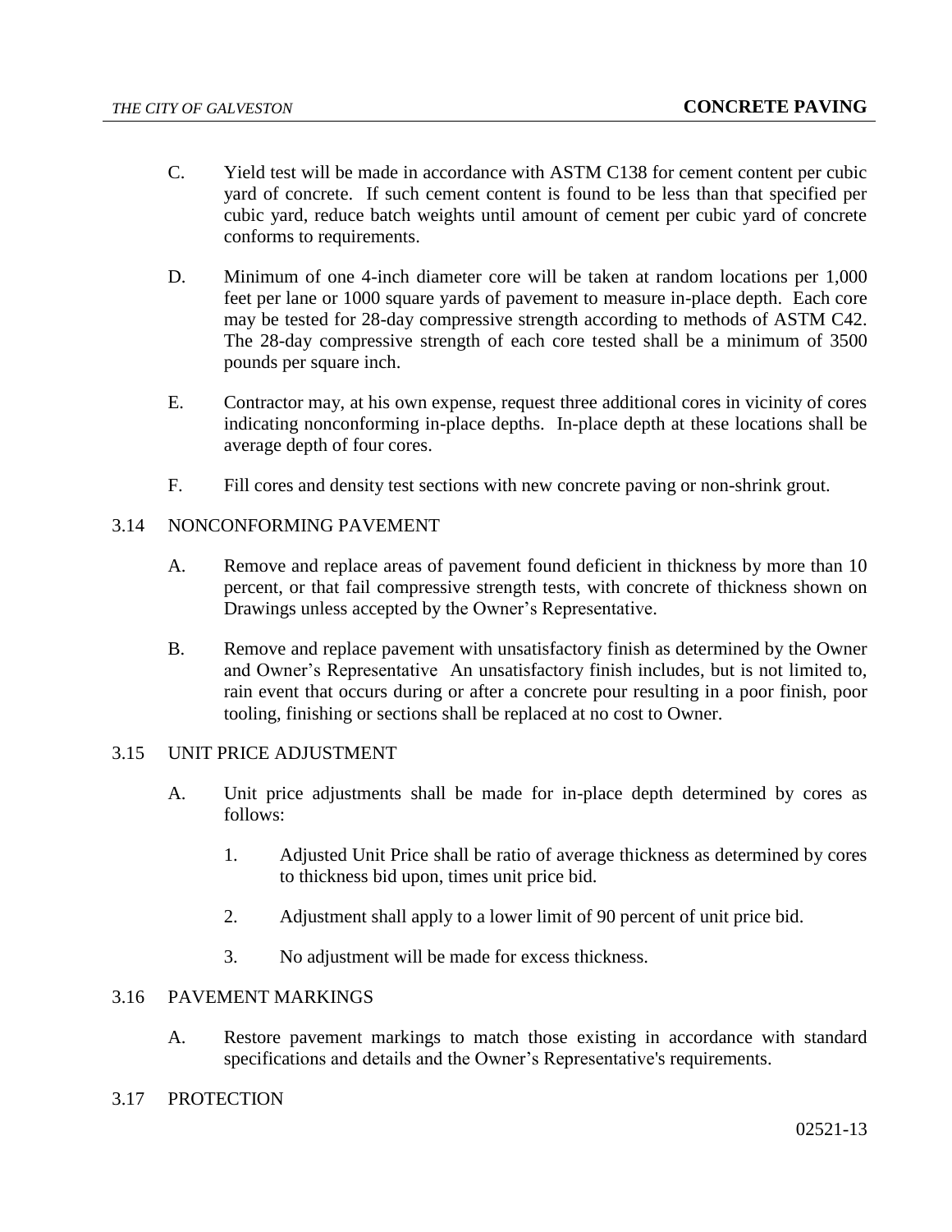C. Yield test will be made in accordance with ASTM C138 for cement content per cubic yard of concrete. If such cement content is found to be less than that specified per cubic yard, reduce batch weights until amount of cement per cubic yard of concrete conforms to requirements.

D. Minimum of one 4-inch diameter core will be taken at random locations per 1,000 feet per lane or 1000 square yards of pavement to measure in-place depth. Each core may be tested for 28-day compressive strength according to methods of ASTM C42. The 28-day compressive strength of each core tested shall be a minimum of 3500 pounds per square inch.

E. Contractor may, at his own expense, request three additional cores in vicinity of cores indicating nonconforming in-place depths. In-place depth at these locations shall be average depth of four cores.

F. Fill cores and density test sections with new concrete paving or non-shrink grout.

## 3.14 NONCONFORMING PAVEMENT

A. Remove and replace areas of pavement found deficient in thickness by more than 10 percent, or that fail compressive strength tests, with concrete of thickness shown on Drawings unless accepted by the Owner's Representative.

B. Remove and replace pavement with unsatisfactory finish as determined by the Owner and Owner's Representative An unsatisfactory finish includes, but is not limited to, rain event that occurs during or after a concrete pour resulting in a poor finish, poor tooling, finishing or sections shall be replaced at no cost to Owner.

## 3.15 UNIT PRICE ADJUSTMENT

A. Unit price adjustments shall be made for in-place depth determined by cores as follows:

1. Adjusted Unit Price shall be ratio of average thickness as determined by cores to thickness bid upon, times unit price bid.

2. Adjustment shall apply to a lower limit of 90 percent of unit price bid.

3. No adjustment will be made for excess thickness.

## 3.16 PAVEMENT MARKINGS

A. Restore pavement markings to match those existing in accordance with standard specifications and details and the Owner's Representative's requirements.

## 3.17 PROTECTION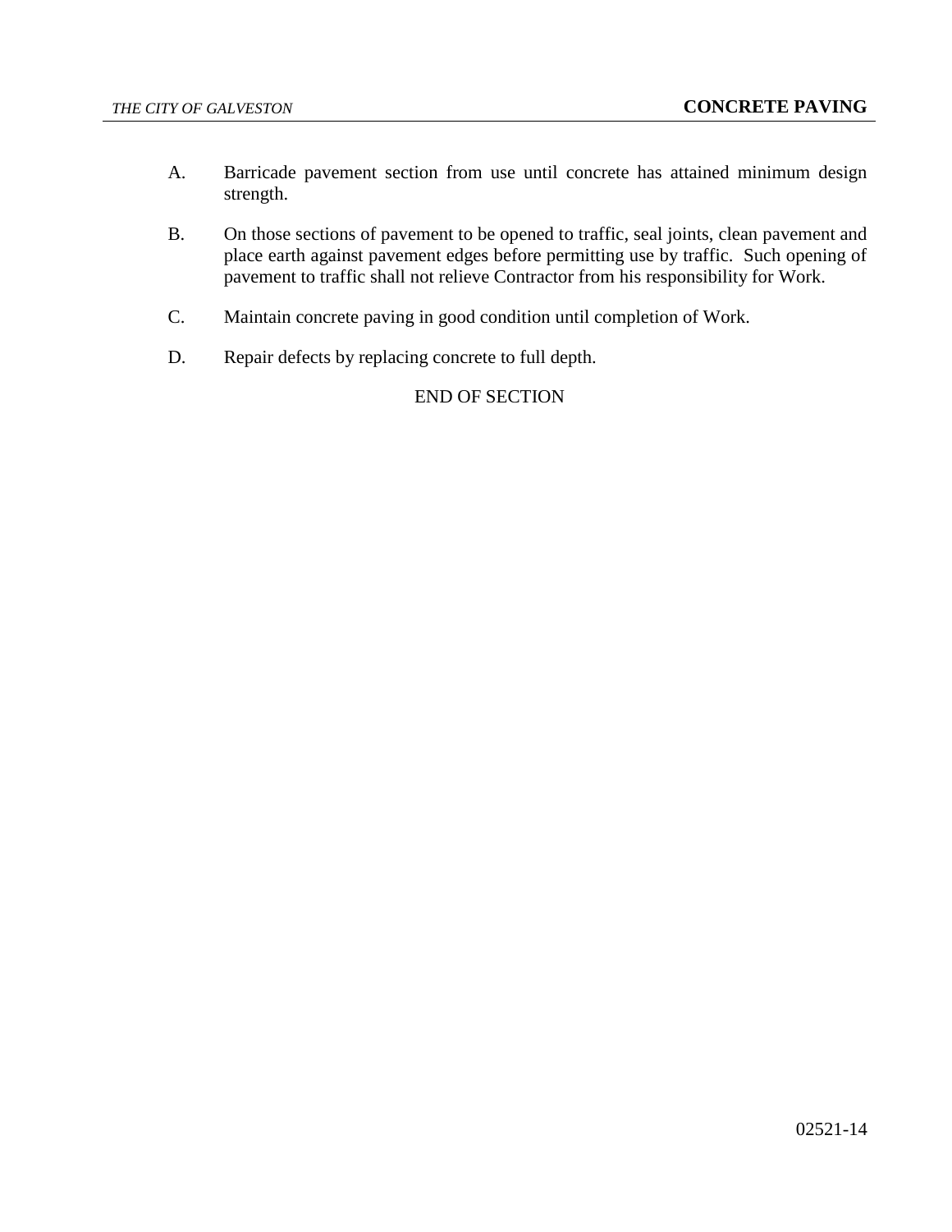A. Barricade pavement section from use until concrete has attained minimum design strength.

B. On those sections of pavement to be opened to traffic, seal joints, clean pavement and place earth against pavement edges before permitting use by traffic. Such opening of pavement to traffic shall not relieve Contractor from his responsibility for Work.

C. Maintain concrete paving in good condition until completion of Work.

D. Repair defects by replacing concrete to full depth.

END OF SECTION